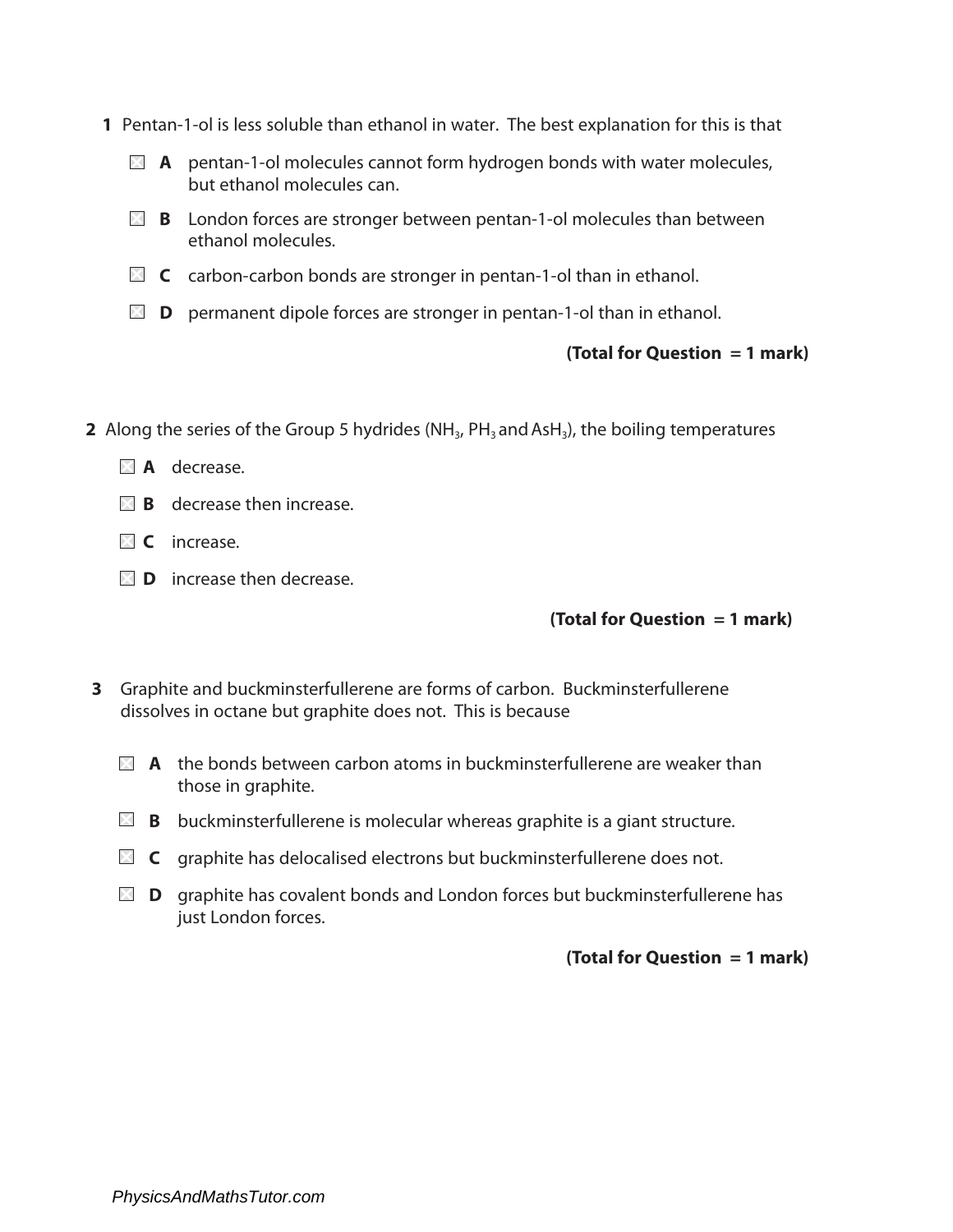**1** Pentan-1-ol is less soluble than ethanol in water. The best explanation for this is that

☒ **A** pentan-1-ol molecules cannot form hydrogen bonds with water molecules, but ethanol molecules can.

☒ **B** London forces are stronger between pentan-1-ol molecules than between ethanol molecules.

☒ **C** carbon-carbon bonds are stronger in pentan-1-ol than in ethanol.

☒ **D** permanent dipole forces are stronger in pentan-1-ol than in ethanol.

**(Total for Question = 1 mark)**

**2** Along the series of the Group 5 hydrides ($NH_3$, $PH_3$ and $AsH_3$), the boiling temperatures

☒ **A** decrease.

☒ **B** decrease then increase.

☒ **C** increase.

☒ **D** increase then decrease.

**(Total for Question = 1 mark)**

**3** Graphite and buckminsterfullerene are forms of carbon. Buckminsterfullerene dissolves in octane but graphite does not. This is because

☒ **A** the bonds between carbon atoms in buckminsterfullerene are weaker than those in graphite.

☒ **B** buckminsterfullerene is molecular whereas graphite is a giant structure.

☒ **C** graphite has delocalised electrons but buckminsterfullerene does not.

☒ **D** graphite has covalent bonds and London forces but buckminsterfullerene has just London forces.

**(Total for Question = 1 mark)**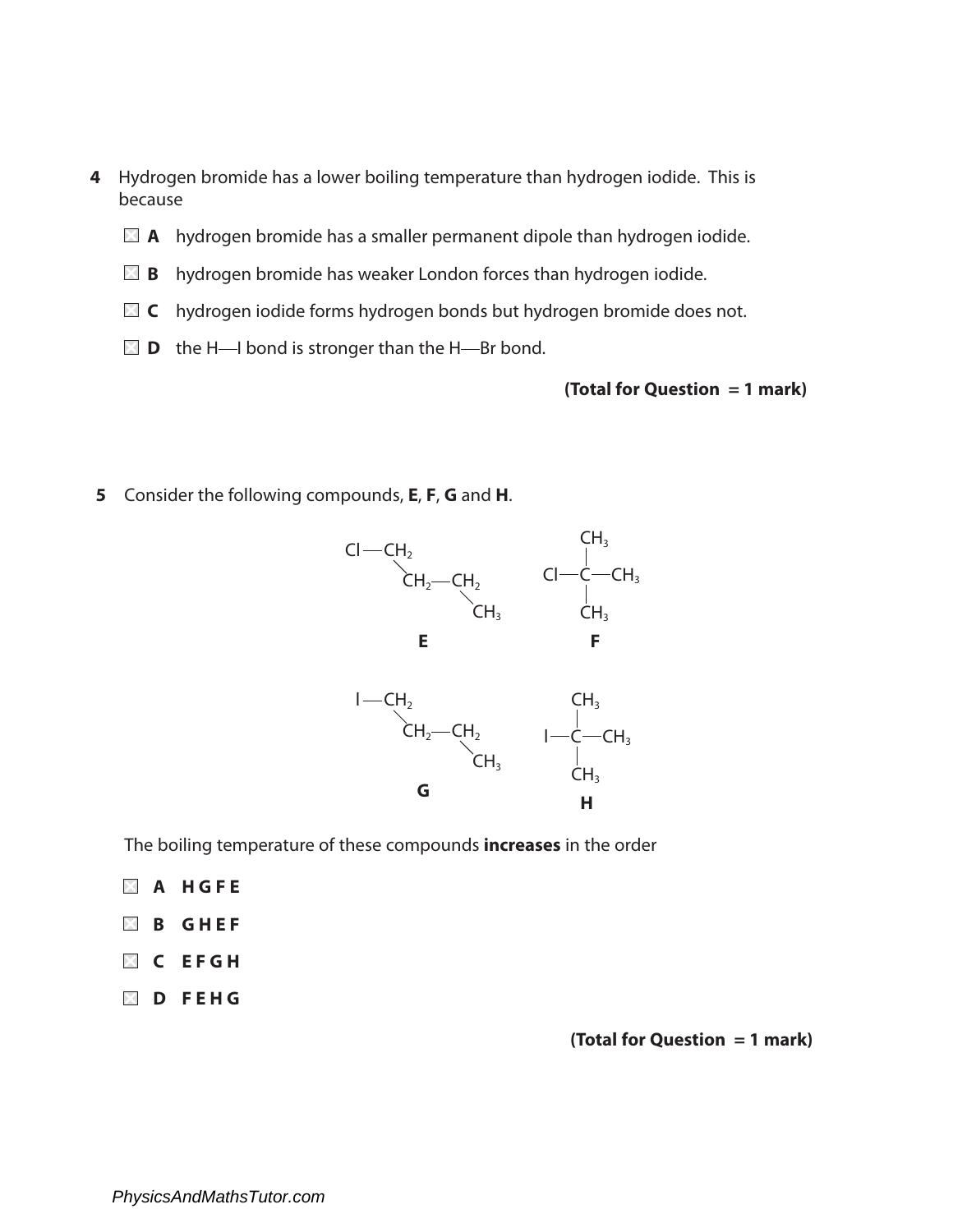**4** Hydrogen bromide has a lower boiling temperature than hydrogen iodide. This is because

- ☒ **A** hydrogen bromide has a smaller permanent dipole than hydrogen iodide.
- ☒ **B** hydrogen bromide has weaker London forces than hydrogen iodide.
- ☒ **C** hydrogen iodide forms hydrogen bonds but hydrogen bromide does not.
- ☒ **D** the H—I bond is stronger than the H—Br bond.

**(Total for Question = 1 mark)**

**5** Consider the following compounds, **E**, **F**, **G** and **H**.

**E**: $Cl—CH_2—CH_2—CH_2—CH_3$

**F**: $Cl—C(CH_3)_3$

**G**: $I—CH_2—CH_2—CH_2—CH_3$

**H**: $I—C(CH_3)_3$

The boiling temperature of these compounds **increases** in the order

- ☒ **A** **H G F E**
- ☒ **B** **G H E F**
- ☒ **C** **E F G H**
- ☒ **D** **F E H G**

**(Total for Question = 1 mark)**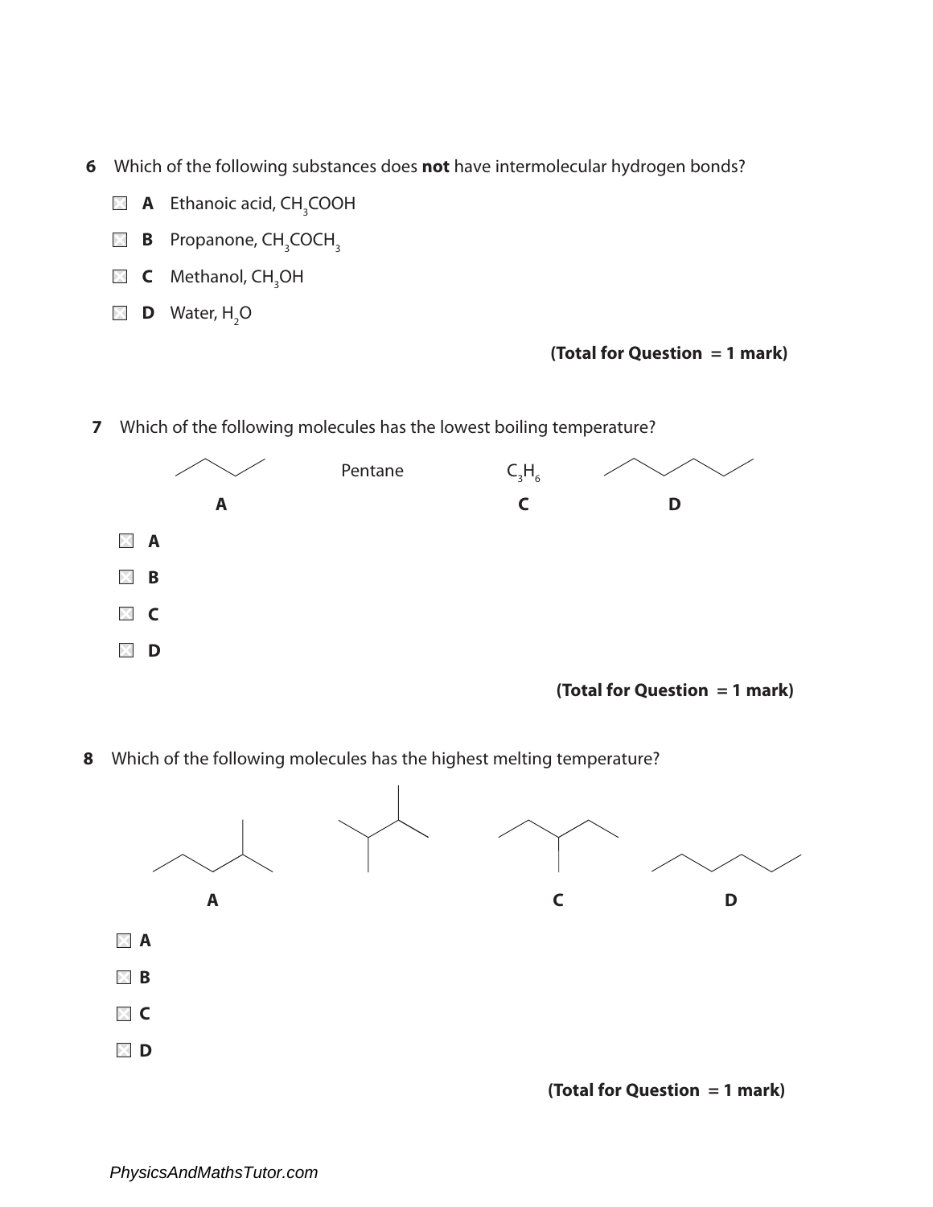**6** Which of the following substances does **not** have intermolecular hydrogen bonds?

- **A** Ethanoic acid, $CH_3COOH$
- **B** Propanone, $CH_3COCH_3$
- **C** Methanol, $CH_3OH$
- **D** Water, $H_2O$

**(Total for Question = 1 mark)**

**7** Which of the following molecules has the lowest boiling temperature?

A (skeletal structure) Pentane $C_3H_6$ D (skeletal structure)

**A** **C** **D**

- **A**
- **B**
- **C**
- **D**

**(Total for Question = 1 mark)**

**8** Which of the following molecules has the highest melting temperature?

**A** **C** **D**

- **A**
- **B**
- **C**
- **D**

**(Total for Question = 1 mark)**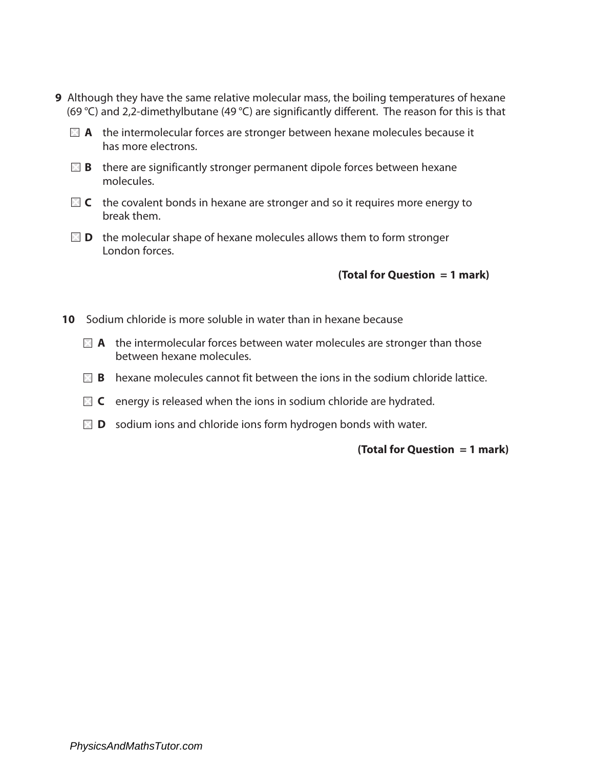**9** Although they have the same relative molecular mass, the boiling temperatures of hexane (69 °C) and 2,2-dimethylbutane (49 °C) are significantly different. The reason for this is that

☒ **A** the intermolecular forces are stronger between hexane molecules because it has more electrons.

☒ **B** there are significantly stronger permanent dipole forces between hexane molecules.

☒ **C** the covalent bonds in hexane are stronger and so it requires more energy to break them.

☒ **D** the molecular shape of hexane molecules allows them to form stronger London forces.

**(Total for Question = 1 mark)**

**10** Sodium chloride is more soluble in water than in hexane because

☒ **A** the intermolecular forces between water molecules are stronger than those between hexane molecules.

☒ **B** hexane molecules cannot fit between the ions in the sodium chloride lattice.

☒ **C** energy is released when the ions in sodium chloride are hydrated.

☒ **D** sodium ions and chloride ions form hydrogen bonds with water.

**(Total for Question = 1 mark)**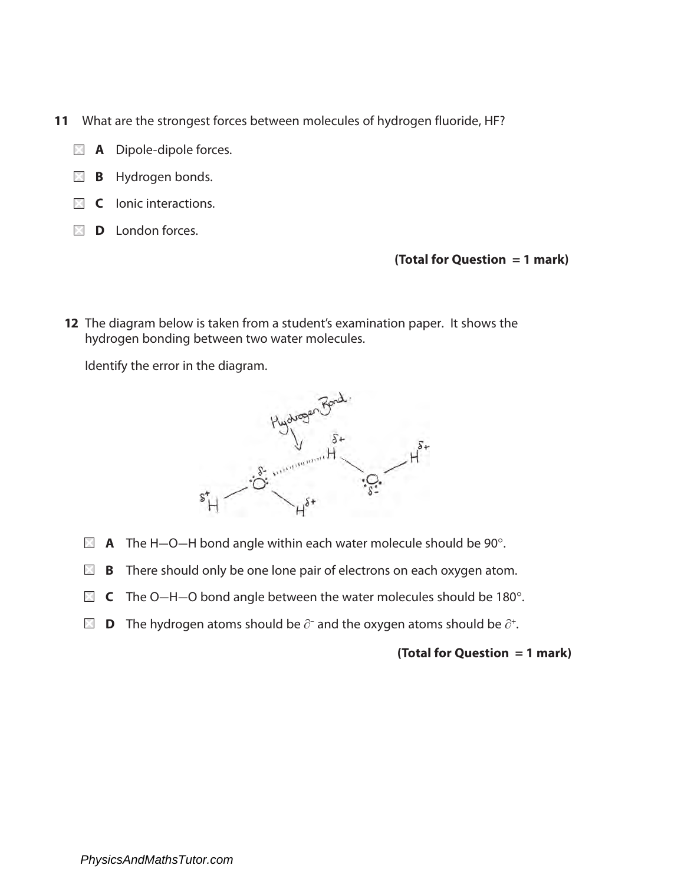**11** What are the strongest forces between molecules of hydrogen fluoride, HF?

- ☒ **A** Dipole-dipole forces.
- ☒ **B** Hydrogen bonds.
- ☒ **C** Ionic interactions.
- ☒ **D** London forces.

**(Total for Question = 1 mark)**

**12** The diagram below is taken from a student's examination paper. It shows the hydrogen bonding between two water molecules.

Identify the error in the diagram.

- ☒ **A** The H—O—H bond angle within each water molecule should be 90°.
- ☒ **B** There should only be one lone pair of electrons on each oxygen atom.
- ☒ **C** The O—H—O bond angle between the water molecules should be 180°.
- ☒ **D** The hydrogen atoms should be $\partial^-$ and the oxygen atoms should be $\partial^+$.

**(Total for Question = 1 mark)**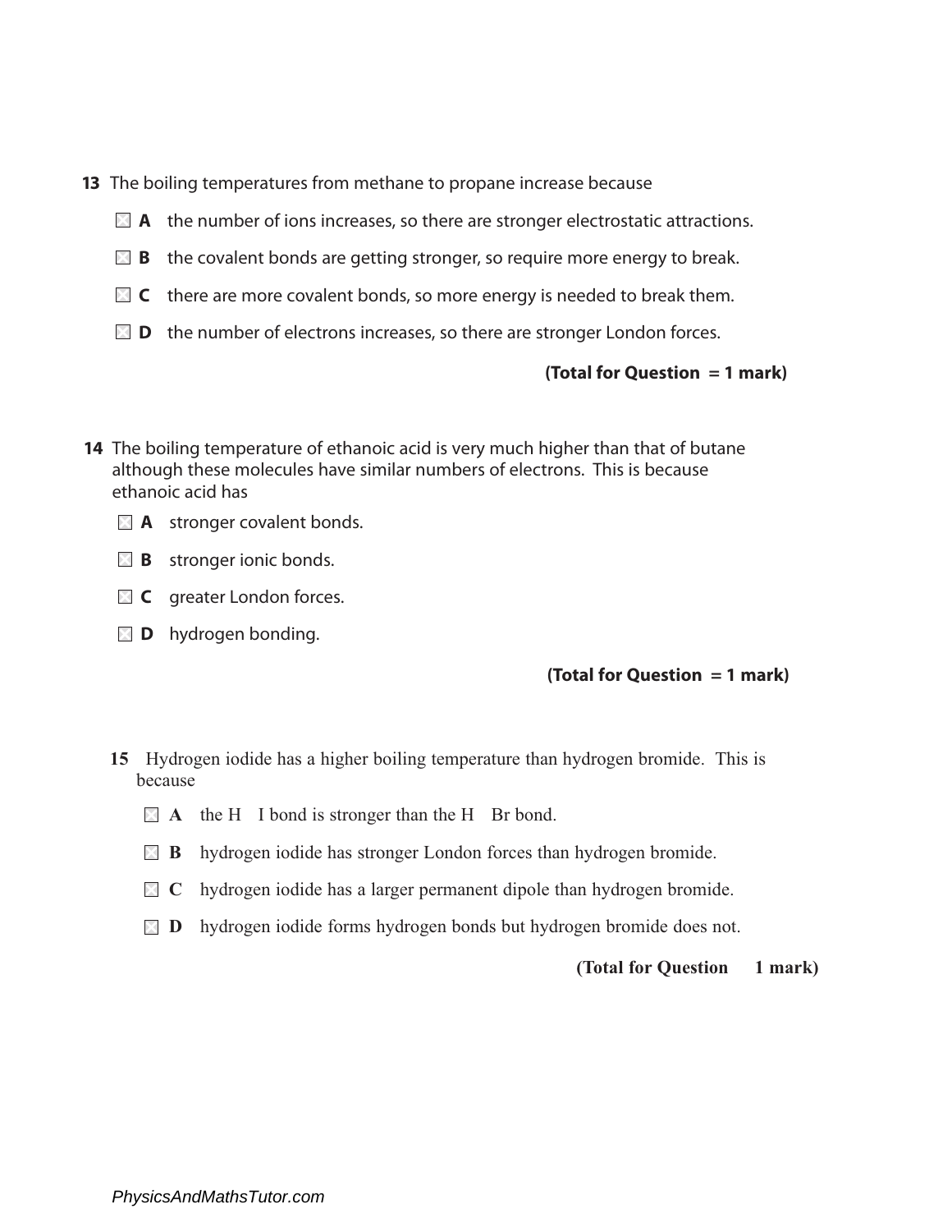**13** The boiling temperatures from methane to propane increase because

☒ **A** the number of ions increases, so there are stronger electrostatic attractions.

☒ **B** the covalent bonds are getting stronger, so require more energy to break.

☒ **C** there are more covalent bonds, so more energy is needed to break them.

☒ **D** the number of electrons increases, so there are stronger London forces.

**(Total for Question = 1 mark)**

**14** The boiling temperature of ethanoic acid is very much higher than that of butane although these molecules have similar numbers of electrons. This is because ethanoic acid has

☒ **A** stronger covalent bonds.

☒ **B** stronger ionic bonds.

☒ **C** greater London forces.

☒ **D** hydrogen bonding.

**(Total for Question = 1 mark)**

**15** Hydrogen iodide has a higher boiling temperature than hydrogen bromide. This is because

☒ **A** the H I bond is stronger than the H Br bond.

☒ **B** hydrogen iodide has stronger London forces than hydrogen bromide.

☒ **C** hydrogen iodide has a larger permanent dipole than hydrogen bromide.

☒ **D** hydrogen iodide forms hydrogen bonds but hydrogen bromide does not.

**(Total for Question 1 mark)**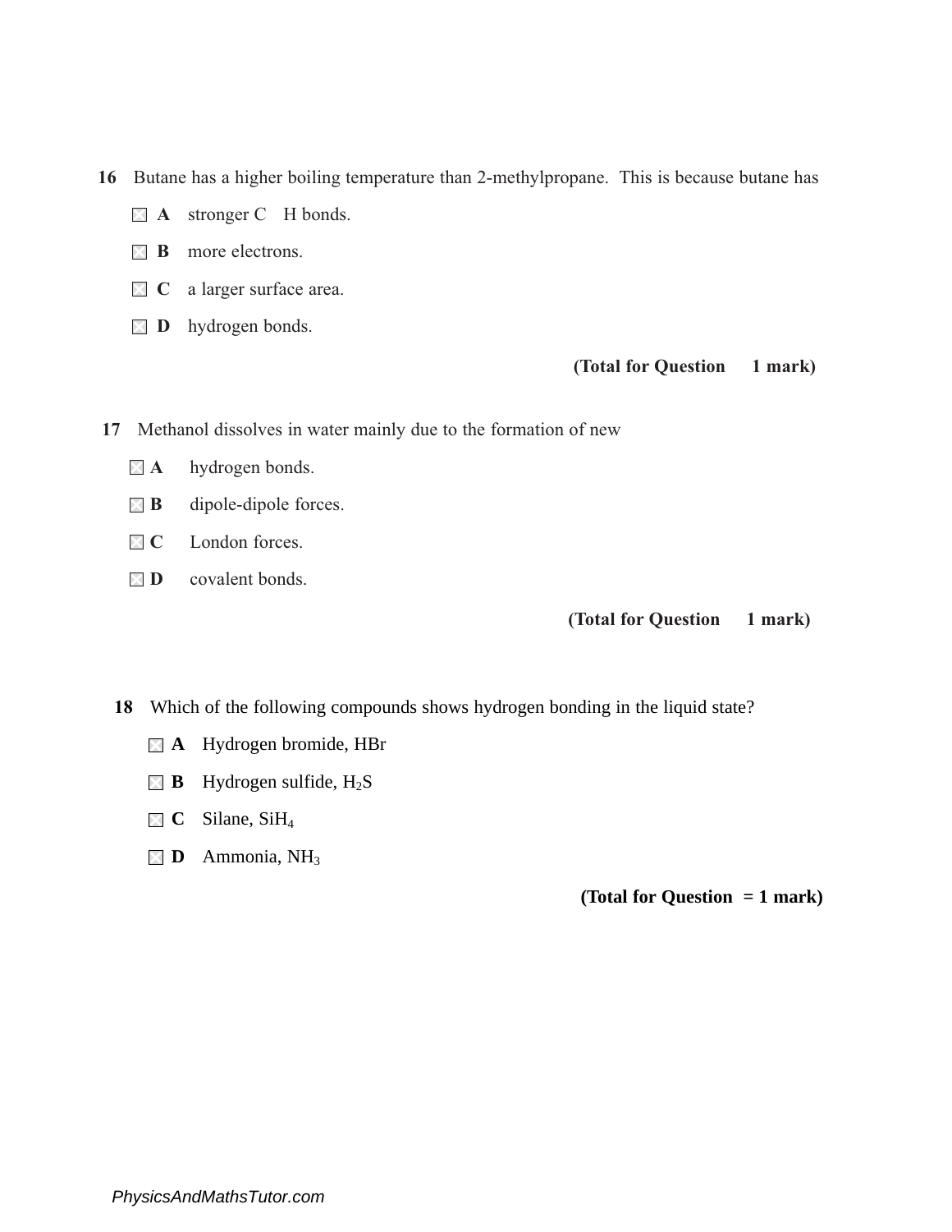**16** Butane has a higher boiling temperature than 2-methylpropane. This is because butane has

- ☒ **A** stronger C H bonds.
- ☒ **B** more electrons.
- ☒ **C** a larger surface area.
- ☒ **D** hydrogen bonds.

**(Total for Question 1 mark)**

**17** Methanol dissolves in water mainly due to the formation of new

- ☒ **A** hydrogen bonds.
- ☒ **B** dipole-dipole forces.
- ☒ **C** London forces.
- ☒ **D** covalent bonds.

**(Total for Question 1 mark)**

**18** Which of the following compounds shows hydrogen bonding in the liquid state?

- ☒ **A** Hydrogen bromide, HBr
- ☒ **B** Hydrogen sulfide, $H_2S$
- ☒ **C** Silane, $SiH_4$
- ☒ **D** Ammonia, $NH_3$

**(Total for Question = 1 mark)**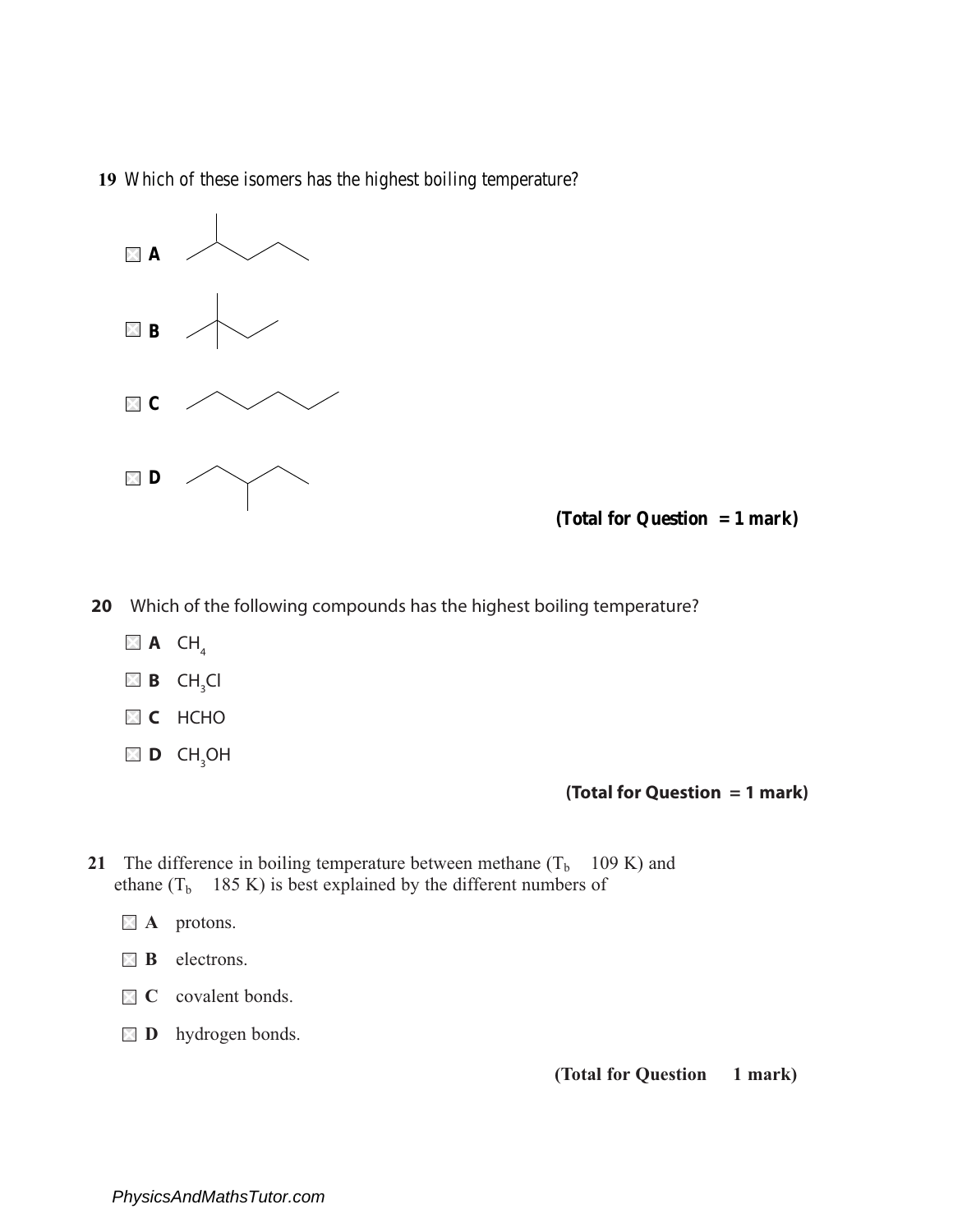**19** Which of these isomers has the highest boiling temperature?

☒ **A**

☒ **B**

☒ **C**

☒ **D**

**(Total for Question = 1 mark)**

**20** Which of the following compounds has the highest boiling temperature?

☒ **A** $CH_4$

☒ **B** $CH_3Cl$

☒ **C** HCHO

☒ **D** $CH_3OH$

**(Total for Question = 1 mark)**

**21** The difference in boiling temperature between methane ($T_b$ 109 K) and ethane ($T_b$ 185 K) is best explained by the different numbers of

☒ **A** protons.

☒ **B** electrons.

☒ **C** covalent bonds.

☒ **D** hydrogen bonds.

**(Total for Question 1 mark)**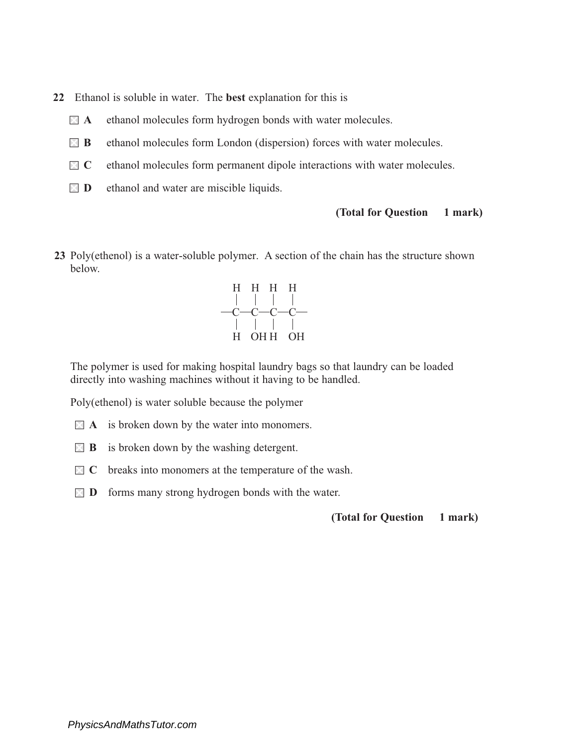**22** Ethanol is soluble in water. The **best** explanation for this is

- ☒ **A** ethanol molecules form hydrogen bonds with water molecules.
- ☒ **B** ethanol molecules form London (dispersion) forces with water molecules.
- ☒ **C** ethanol molecules form permanent dipole interactions with water molecules.
- ☒ **D** ethanol and water are miscible liquids.

**(Total for Question 1 mark)**

**23** Poly(ethenol) is a water-soluble polymer. A section of the chain has the structure shown below.

```
 H   H   H   H
 |   |   |   |
—C———C———C———C—
 |   |   |   |
 H   OH  H   OH
```

The polymer is used for making hospital laundry bags so that laundry can be loaded directly into washing machines without it having to be handled.

Poly(ethenol) is water soluble because the polymer

- ☒ **A** is broken down by the water into monomers.
- ☒ **B** is broken down by the washing detergent.
- ☒ **C** breaks into monomers at the temperature of the wash.
- ☒ **D** forms many strong hydrogen bonds with the water.

**(Total for Question 1 mark)**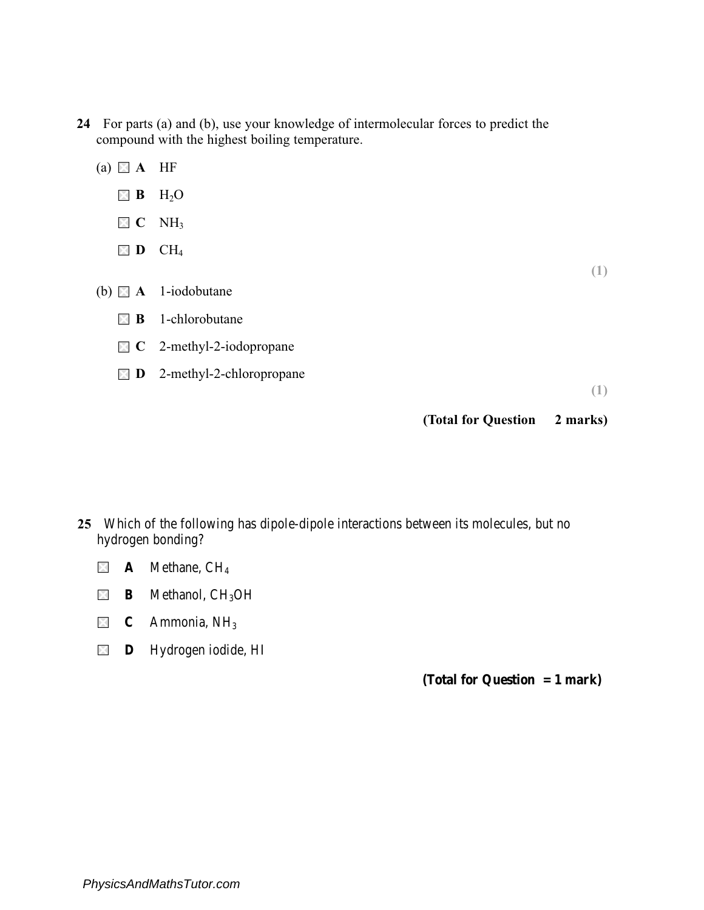**24** For parts (a) and (b), use your knowledge of intermolecular forces to predict the compound with the highest boiling temperature.

(a) ☒ **A** HF

☒ **B** $H_2O$

☒ **C** $NH_3$

☒ **D** $CH_4$

**(1)**

(b) ☒ **A** 1-iodobutane

☒ **B** 1-chlorobutane

☒ **C** 2-methyl-2-iodopropane

☒ **D** 2-methyl-2-chloropropane

**(1)**

**(Total for Question 2 marks)**

**25** Which of the following has dipole-dipole interactions between its molecules, but no hydrogen bonding?

☒ **A** Methane, $CH_4$

☒ **B** Methanol, $CH_3OH$

☒ **C** Ammonia, $NH_3$

☒ **D** Hydrogen iodide, HI

**(Total for Question = 1 mark)**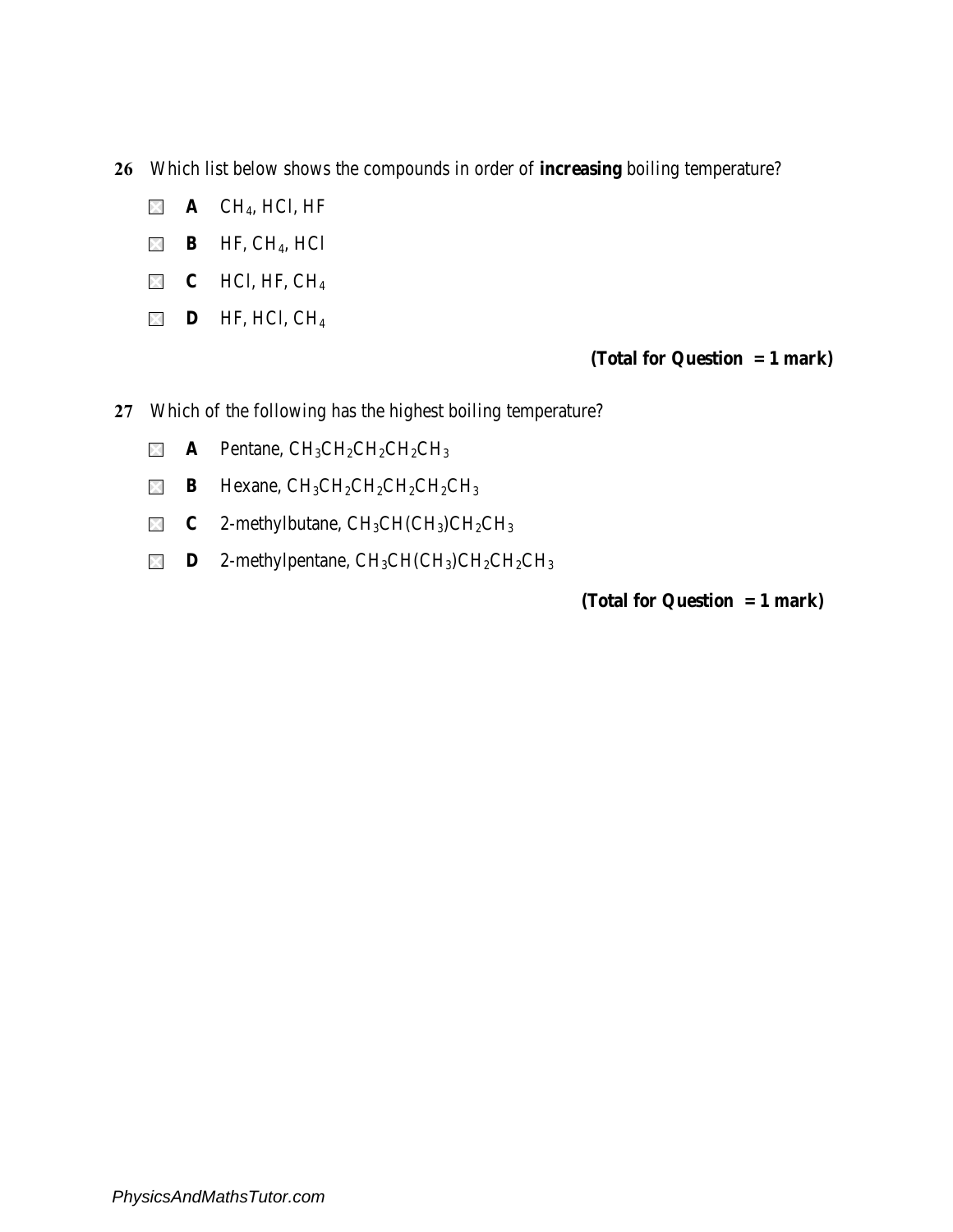**26** Which list below shows the compounds in order of **increasing** boiling temperature?

- **A** $CH_4$, HCl, HF
- **B** HF, $CH_4$, HCl
- **C** HCl, HF, $CH_4$
- **D** HF, HCl, $CH_4$

**(Total for Question = 1 mark)**

**27** Which of the following has the highest boiling temperature?

- **A** Pentane, $CH_3CH_2CH_2CH_2CH_3$
- **B** Hexane, $CH_3CH_2CH_2CH_2CH_2CH_3$
- **C** 2-methylbutane, $CH_3CH(CH_3)CH_2CH_3$
- **D** 2-methylpentane, $CH_3CH(CH_3)CH_2CH_2CH_3$

**(Total for Question = 1 mark)**